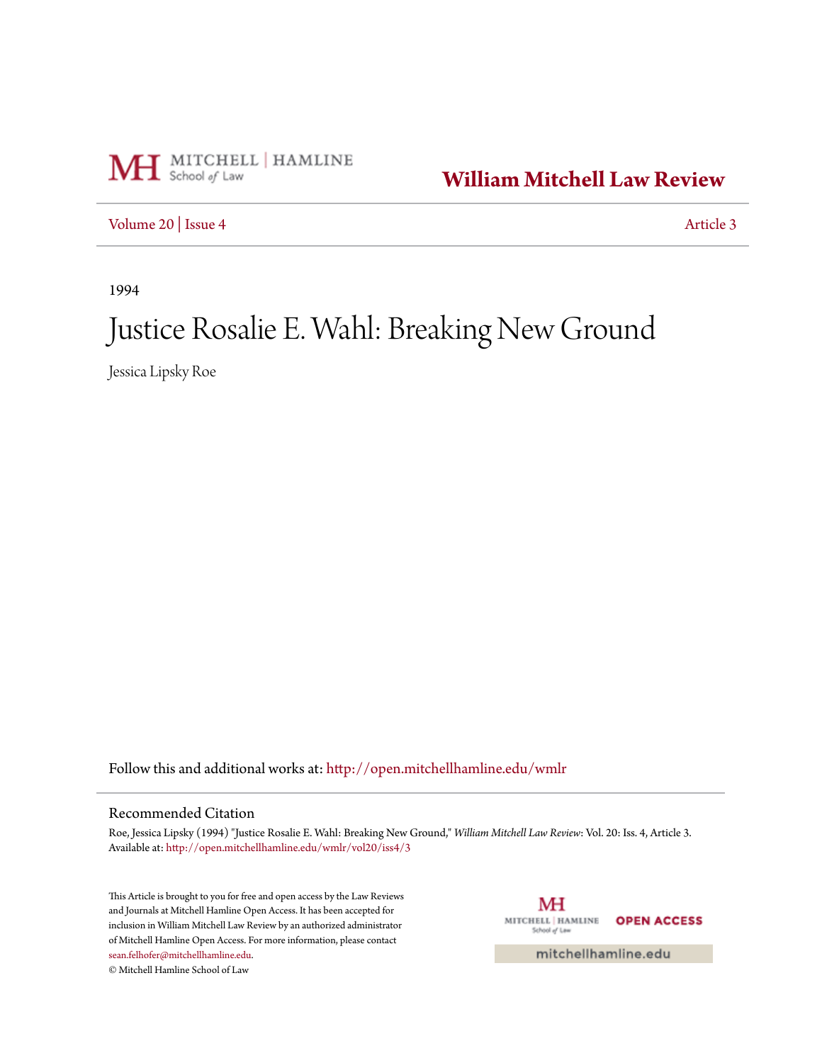MITCHELL | HAMLINE School of Law

## William Mitchell Law Review

Volume 20 | Issue 4 — Article 3

1994

# Justice Rosalie E. Wahl: Breaking New Ground

Jessica Lipsky Roe

Follow this and additional works at: http://open.mitchellhamline.edu/wmlr

### Recommended Citation

Roe, Jessica Lipsky (1994) "Justice Rosalie E. Wahl: Breaking New Ground," *William Mitchell Law Review*: Vol. 20: Iss. 4, Article 3.
Available at: http://open.mitchellhamline.edu/wmlr/vol20/iss4/3

This Article is brought to you for free and open access by the Law Reviews and Journals at Mitchell Hamline Open Access. It has been accepted for inclusion in William Mitchell Law Review by an authorized administrator of Mitchell Hamline Open Access. For more information, please contact sean.felhofer@mitchellhamline.edu.
© Mitchell Hamline School of Law

MITCHELL | HAMLINE School of Law — OPEN ACCESS

mitchellhamline.edu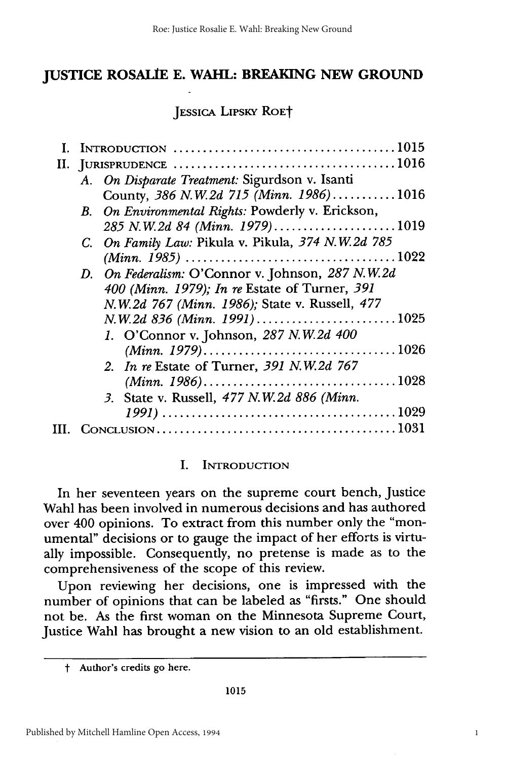# JUSTICE ROSALIE E. WAHL: BREAKING NEW GROUND

JESSICA LIPSKY ROE†

| | | |
|---|---|---|
| I. | INTRODUCTION | 1015 |
| II. | JURISPRUDENCE | 1016 |
| | A. *On Disparate Treatment:* Sigurdson v. Isanti County, *386 N.W.2d 715 (Minn. 1986)* | 1016 |
| | B. *On Environmental Rights:* Powderly v. Erickson, *285 N.W.2d 84 (Minn. 1979)* | 1019 |
| | C. *On Family Law:* Pikula v. Pikula, *374 N.W.2d 785 (Minn. 1985)* | 1022 |
| | D. *On Federalism:* O'Connor v. Johnson, *287 N.W.2d 400 (Minn. 1979); In re* Estate of Turner, *391 N.W.2d 767 (Minn. 1986);* State v. Russell, *477 N.W.2d 836 (Minn. 1991)* | 1025 |
| | 1. O'Connor v. Johnson, *287 N.W.2d 400 (Minn. 1979)* | 1026 |
| | 2. *In re* Estate of Turner, *391 N.W.2d 767 (Minn. 1986)* | 1028 |
| | 3. State v. Russell, *477 N.W.2d 886 (Minn. 1991)* | 1029 |
| III. | CONCLUSION | 1031 |

## I. INTRODUCTION

In her seventeen years on the supreme court bench, Justice Wahl has been involved in numerous decisions and has authored over 400 opinions. To extract from this number only the "monumental" decisions or to gauge the impact of her efforts is virtually impossible. Consequently, no pretense is made as to the comprehensiveness of the scope of this review.

Upon reviewing her decisions, one is impressed with the number of opinions that can be labeled as "firsts." One should not be. As the first woman on the Minnesota Supreme Court, Justice Wahl has brought a new vision to an old establishment.

---

† Author's credits go here.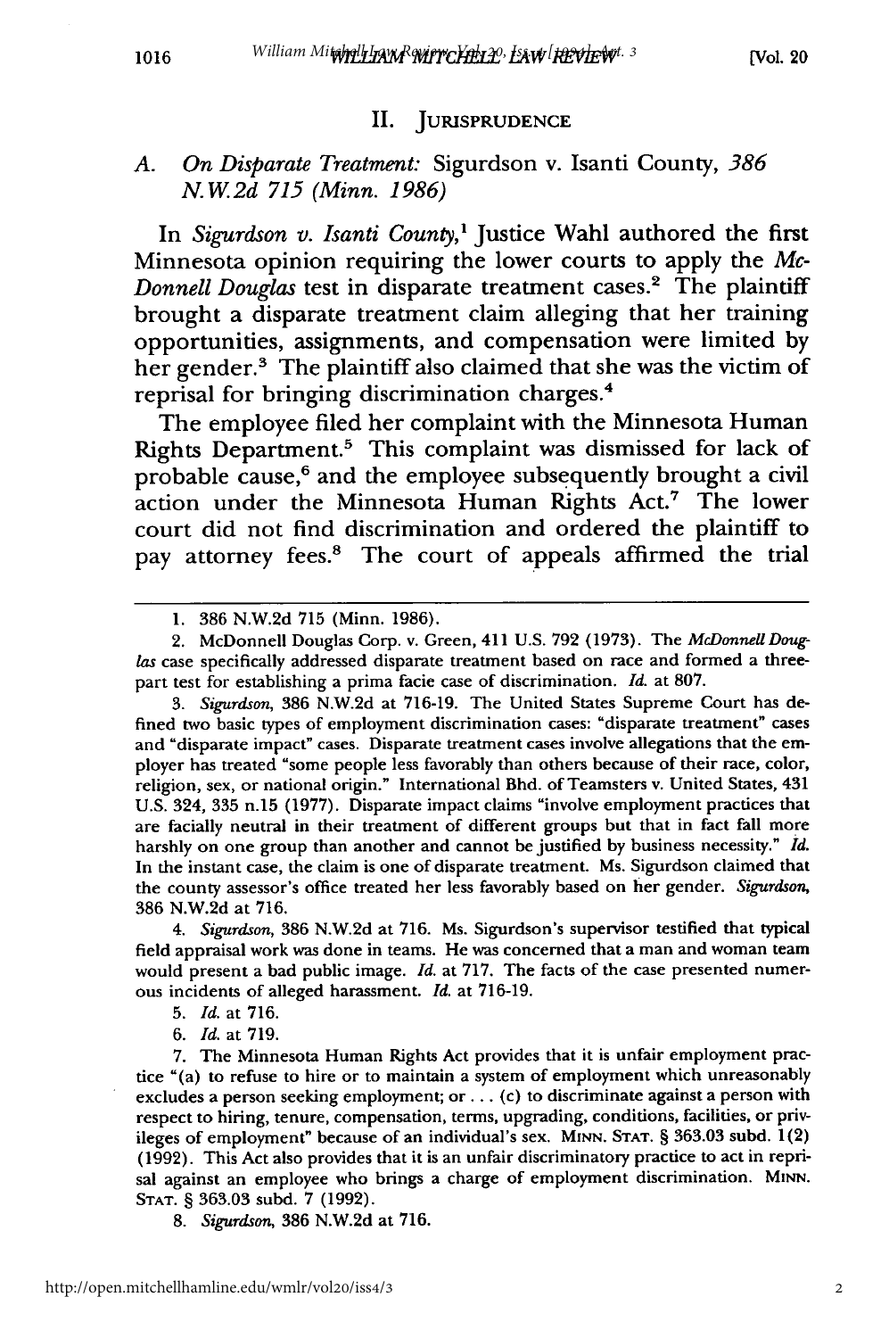## II. JURISPRUDENCE

### A. *On Disparate Treatment:* Sigurdson v. Isanti County, *386 N.W.2d 715 (Minn. 1986)*

In *Sigurdson v. Isanti County*,[1] Justice Wahl authored the first Minnesota opinion requiring the lower courts to apply the *McDonnell Douglas* test in disparate treatment cases.[2] The plaintiff brought a disparate treatment claim alleging that her training opportunities, assignments, and compensation were limited by her gender.[3] The plaintiff also claimed that she was the victim of reprisal for bringing discrimination charges.[4]

The employee filed her complaint with the Minnesota Human Rights Department.[5] This complaint was dismissed for lack of probable cause,[6] and the employee subsequently brought a civil action under the Minnesota Human Rights Act.[7] The lower court did not find discrimination and ordered the plaintiff to pay attorney fees.[8] The court of appeals affirmed the trial

---

1. 386 N.W.2d 715 (Minn. 1986).

2. McDonnell Douglas Corp. v. Green, 411 U.S. 792 (1973). The *McDonnell Douglas* case specifically addressed disparate treatment based on race and formed a three-part test for establishing a prima facie case of discrimination. *Id.* at 807.

3. *Sigurdson*, 386 N.W.2d at 716-19. The United States Supreme Court has defined two basic types of employment discrimination cases: "disparate treatment" cases and "disparate impact" cases. Disparate treatment cases involve allegations that the employer has treated "some people less favorably than others because of their race, color, religion, sex, or national origin." International Bhd. of Teamsters v. United States, 431 U.S. 324, 335 n.15 (1977). Disparate impact claims "involve employment practices that are facially neutral in their treatment of different groups but that in fact fall more harshly on one group than another and cannot be justified by business necessity." *Id.* In the instant case, the claim is one of disparate treatment. Ms. Sigurdson claimed that the county assessor's office treated her less favorably based on her gender. *Sigurdson*, 386 N.W.2d at 716.

4. *Sigurdson*, 386 N.W.2d at 716. Ms. Sigurdson's supervisor testified that typical field appraisal work was done in teams. He was concerned that a man and woman team would present a bad public image. *Id.* at 717. The facts of the case presented numerous incidents of alleged harassment. *Id.* at 716-19.

5. *Id.* at 716.

6. *Id.* at 719.

7. The Minnesota Human Rights Act provides that it is unfair employment practice "(a) to refuse to hire or to maintain a system of employment which unreasonably excludes a person seeking employment; or . . . (c) to discriminate against a person with respect to hiring, tenure, compensation, terms, upgrading, conditions, facilities, or privileges of employment" because of an individual's sex. MINN. STAT. § 363.03 subd. 1(2) (1992). This Act also provides that it is an unfair discriminatory practice to act in reprisal against an employee who brings a charge of employment discrimination. MINN. STAT. § 363.03 subd. 7 (1992).

8. *Sigurdson*, 386 N.W.2d at 716.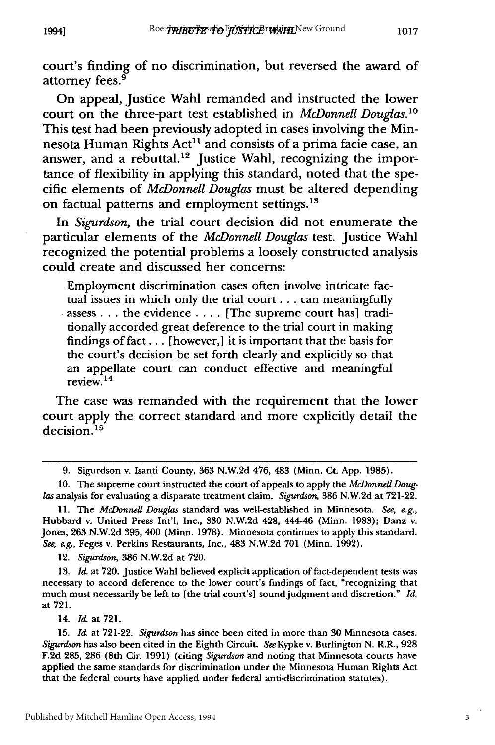court's finding of no discrimination, but reversed the award of attorney fees.[9]

On appeal, Justice Wahl remanded and instructed the lower court on the three-part test established in *McDonnell Douglas*.[10] This test had been previously adopted in cases involving the Minnesota Human Rights Act[11] and consists of a prima facie case, an answer, and a rebuttal.[12] Justice Wahl, recognizing the importance of flexibility in applying this standard, noted that the specific elements of *McDonnell Douglas* must be altered depending on factual patterns and employment settings.[13]

In *Sigurdson*, the trial court decision did not enumerate the particular elements of the *McDonnell Douglas* test. Justice Wahl recognized the potential problems a loosely constructed analysis could create and discussed her concerns:

> Employment discrimination cases often involve intricate factual issues in which only the trial court . . . can meaningfully assess . . . the evidence . . . . [The supreme court has] traditionally accorded great deference to the trial court in making findings of fact . . . [however,] it is important that the basis for the court's decision be set forth clearly and explicitly so that an appellate court can conduct effective and meaningful review.[14]

The case was remanded with the requirement that the lower court apply the correct standard and more explicitly detail the decision.[15]

---

9. Sigurdson v. Isanti County, 363 N.W.2d 476, 483 (Minn. Ct. App. 1985).

10. The supreme court instructed the court of appeals to apply the *McDonnell Douglas* analysis for evaluating a disparate treatment claim. *Sigurdson*, 386 N.W.2d at 721-22.

11. The *McDonnell Douglas* standard was well-established in Minnesota. *See, e.g.*, Hubbard v. United Press Int'l, Inc., 330 N.W.2d 428, 444-46 (Minn. 1983); Danz v. Jones, 263 N.W.2d 395, 400 (Minn. 1978). Minnesota continues to apply this standard. *See, e.g.*, Feges v. Perkins Restaurants, Inc., 483 N.W.2d 701 (Minn. 1992).

12. *Sigurdson*, 386 N.W.2d at 720.

13. *Id.* at 720. Justice Wahl believed explicit application of fact-dependent tests was necessary to accord deference to the lower court's findings of fact, "recognizing that much must necessarily be left to [the trial court's] sound judgment and discretion." *Id.* at 721.

14. *Id.* at 721.

15. *Id.* at 721-22. *Sigurdson* has since been cited in more than 30 Minnesota cases. *Sigurdson* has also been cited in the Eighth Circuit. *See* Kypke v. Burlington N. R.R., 928 F.2d 285, 286 (8th Cir. 1991) (citing *Sigurdson* and noting that Minnesota courts have applied the same standards for discrimination under the Minnesota Human Rights Act that the federal courts have applied under federal anti-discrimination statutes).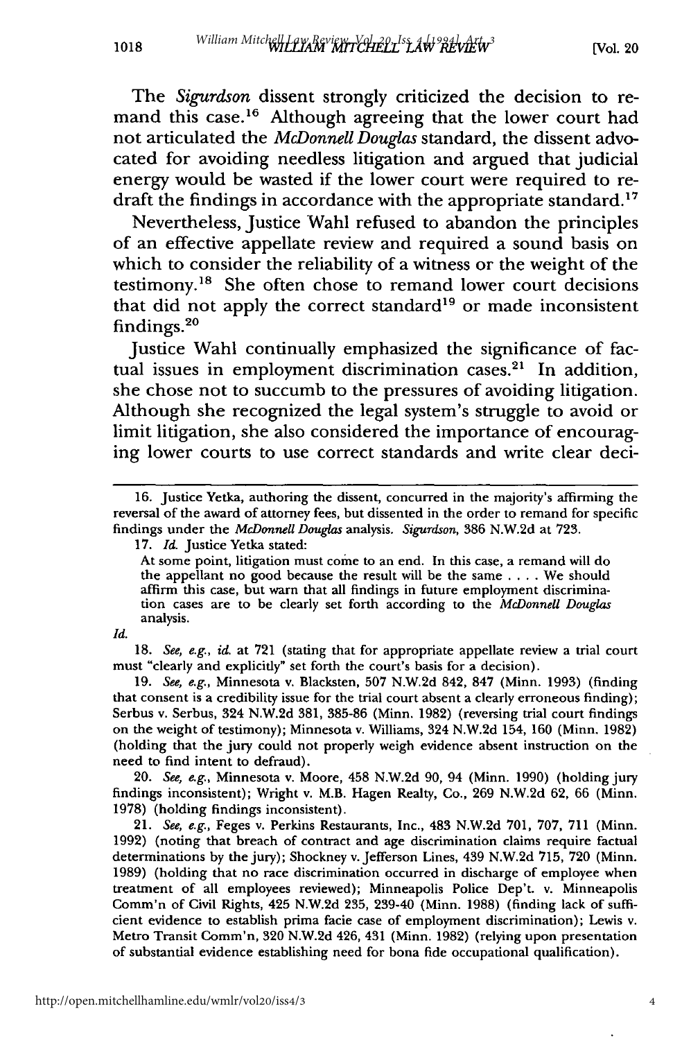The *Sigurdson* dissent strongly criticized the decision to remand this case.[16] Although agreeing that the lower court had not articulated the *McDonnell Douglas* standard, the dissent advocated for avoiding needless litigation and argued that judicial energy would be wasted if the lower court were required to redraft the findings in accordance with the appropriate standard.[17]

Nevertheless, Justice Wahl refused to abandon the principles of an effective appellate review and required a sound basis on which to consider the reliability of a witness or the weight of the testimony.[18] She often chose to remand lower court decisions that did not apply the correct standard[19] or made inconsistent findings.[20]

Justice Wahl continually emphasized the significance of factual issues in employment discrimination cases.[21] In addition, she chose not to succumb to the pressures of avoiding litigation. Although she recognized the legal system's struggle to avoid or limit litigation, she also considered the importance of encouraging lower courts to use correct standards and write clear deci-

---

16. Justice Yetka, authoring the dissent, concurred in the majority's affirming the reversal of the award of attorney fees, but dissented in the order to remand for specific findings under the *McDonnell Douglas* analysis. *Sigurdson*, 386 N.W.2d at 723.

17. *Id.* Justice Yetka stated:

> At some point, litigation must come to an end. In this case, a remand will do the appellant no good because the result will be the same . . . . We should affirm this case, but warn that all findings in future employment discrimination cases are to be clearly set forth according to the *McDonnell Douglas* analysis.

*Id.*

18. *See, e.g.*, *id.* at 721 (stating that for appropriate appellate review a trial court must "clearly and explicitly" set forth the court's basis for a decision).

19. *See, e.g.*, Minnesota v. Blacksten, 507 N.W.2d 842, 847 (Minn. 1993) (finding that consent is a credibility issue for the trial court absent a clearly erroneous finding); Serbus v. Serbus, 324 N.W.2d 381, 385-86 (Minn. 1982) (reversing trial court findings on the weight of testimony); Minnesota v. Williams, 324 N.W.2d 154, 160 (Minn. 1982) (holding that the jury could not properly weigh evidence absent instruction on the need to find intent to defraud).

20. *See, e.g.*, Minnesota v. Moore, 458 N.W.2d 90, 94 (Minn. 1990) (holding jury findings inconsistent); Wright v. M.B. Hagen Realty, Co., 269 N.W.2d 62, 66 (Minn. 1978) (holding findings inconsistent).

21. *See, e.g.*, Feges v. Perkins Restaurants, Inc., 483 N.W.2d 701, 707, 711 (Minn. 1992) (noting that breach of contract and age discrimination claims require factual determinations by the jury); Shockney v. Jefferson Lines, 439 N.W.2d 715, 720 (Minn. 1989) (holding that no race discrimination occurred in discharge of employee when treatment of all employees reviewed); Minneapolis Police Dep't. v. Minneapolis Comm'n of Civil Rights, 425 N.W.2d 235, 239-40 (Minn. 1988) (finding lack of sufficient evidence to establish prima facie case of employment discrimination); Lewis v. Metro Transit Comm'n, 320 N.W.2d 426, 431 (Minn. 1982) (relying upon presentation of substantial evidence establishing need for bona fide occupational qualification).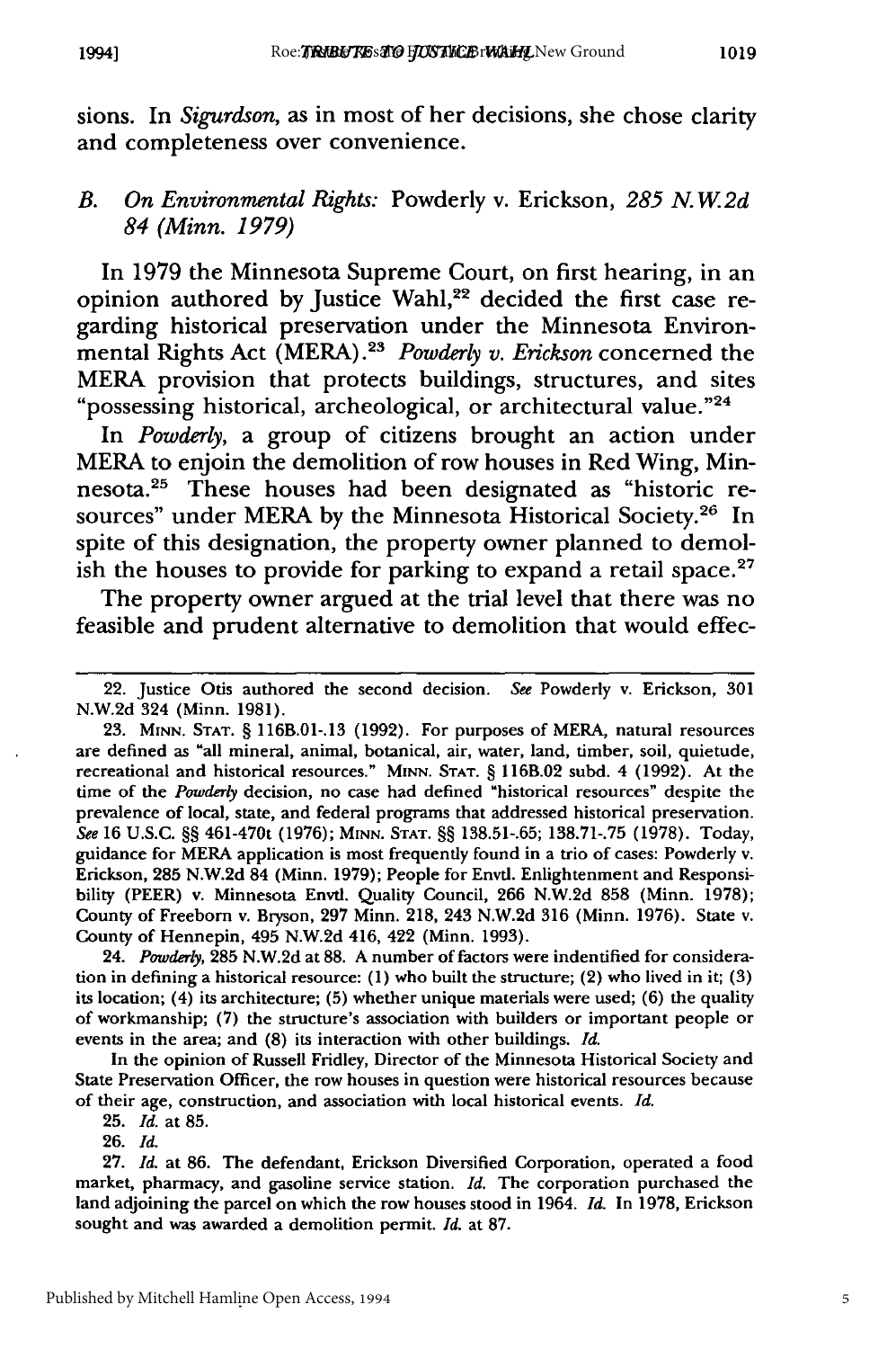sions. In *Sigurdson*, as in most of her decisions, she chose clarity and completeness over convenience.

### B. *On Environmental Rights:* Powderly v. Erickson, *285 N.W.2d 84 (Minn. 1979)*

In 1979 the Minnesota Supreme Court, on first hearing, in an opinion authored by Justice Wahl,[22] decided the first case regarding historical preservation under the Minnesota Environmental Rights Act (MERA).[23] *Powderly v. Erickson* concerned the MERA provision that protects buildings, structures, and sites "possessing historical, archeological, or architectural value."[24]

In *Powderly*, a group of citizens brought an action under MERA to enjoin the demolition of row houses in Red Wing, Minnesota.[25] These houses had been designated as "historic resources" under MERA by the Minnesota Historical Society.[26] In spite of this designation, the property owner planned to demolish the houses to provide for parking to expand a retail space.[27]

The property owner argued at the trial level that there was no feasible and prudent alternative to demolition that would effec-

---

22. Justice Otis authored the second decision. *See* Powderly v. Erickson, 301 N.W.2d 324 (Minn. 1981).

23. MINN. STAT. § 116B.01-.13 (1992). For purposes of MERA, natural resources are defined as "all mineral, animal, botanical, air, water, land, timber, soil, quietude, recreational and historical resources." MINN. STAT. § 116B.02 subd. 4 (1992). At the time of the *Powderly* decision, no case had defined "historical resources" despite the prevalence of local, state, and federal programs that addressed historical preservation. *See* 16 U.S.C. §§ 461-470t (1976); MINN. STAT. §§ 138.51-.65; 138.71-.75 (1978). Today, guidance for MERA application is most frequently found in a trio of cases: Powderly v. Erickson, 285 N.W.2d 84 (Minn. 1979); People for Envtl. Enlightenment and Responsibility (PEER) v. Minnesota Envtl. Quality Council, 266 N.W.2d 858 (Minn. 1978); County of Freeborn v. Bryson, 297 Minn. 218, 243 N.W.2d 316 (Minn. 1976). State v. County of Hennepin, 495 N.W.2d 416, 422 (Minn. 1993).

24. *Powderly*, 285 N.W.2d at 88. A number of factors were indentified for consideration in defining a historical resource: (1) who built the structure; (2) who lived in it; (3) its location; (4) its architecture; (5) whether unique materials were used; (6) the quality of workmanship; (7) the structure's association with builders or important people or events in the area; and (8) its interaction with other buildings. *Id.*

In the opinion of Russell Fridley, Director of the Minnesota Historical Society and State Preservation Officer, the row houses in question were historical resources because of their age, construction, and association with local historical events. *Id.*

25. *Id.* at 85.

26. *Id.*

27. *Id.* at 86. The defendant, Erickson Diversified Corporation, operated a food market, pharmacy, and gasoline service station. *Id.* The corporation purchased the land adjoining the parcel on which the row houses stood in 1964. *Id.* In 1978, Erickson sought and was awarded a demolition permit. *Id.* at 87.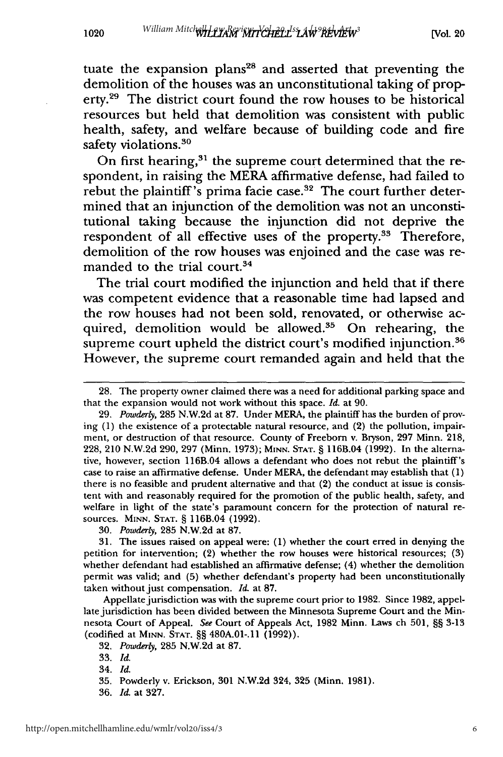tuate the expansion plans[28] and asserted that preventing the demolition of the houses was an unconstitutional taking of property.[29] The district court found the row houses to be historical resources but held that demolition was consistent with public health, safety, and welfare because of building code and fire safety violations.[30]

On first hearing,[31] the supreme court determined that the respondent, in raising the MERA affirmative defense, had failed to rebut the plaintiff's prima facie case.[32] The court further determined that an injunction of the demolition was not an unconstitutional taking because the injunction did not deprive the respondent of all effective uses of the property.[33] Therefore, demolition of the row houses was enjoined and the case was remanded to the trial court.[34]

The trial court modified the injunction and held that if there was competent evidence that a reasonable time had lapsed and the row houses had not been sold, renovated, or otherwise acquired, demolition would be allowed.[35] On rehearing, the supreme court upheld the district court's modified injunction.[36] However, the supreme court remanded again and held that the

28. The property owner claimed there was a need for additional parking space and that the expansion would not work without this space. *Id.* at 90.

29. *Powderly*, 285 N.W.2d at 87. Under MERA, the plaintiff has the burden of proving (1) the existence of a protectable natural resource, and (2) the pollution, impairment, or destruction of that resource. County of Freeborn v. Bryson, 297 Minn. 218, 228, 210 N.W.2d 290, 297 (Minn. 1973); MINN. STAT. § 116B.04 (1992). In the alternative, however, section 116B.04 allows a defendant who does not rebut the plaintiff's case to raise an affirmative defense. Under MERA, the defendant may establish that (1) there is no feasible and prudent alternative and that (2) the conduct at issue is consistent with and reasonably required for the promotion of the public health, safety, and welfare in light of the state's paramount concern for the protection of natural resources. MINN. STAT. § 116B.04 (1992).

30. *Powderly*, 285 N.W.2d at 87.

31. The issues raised on appeal were: (1) whether the court erred in denying the petition for intervention; (2) whether the row houses were historical resources; (3) whether defendant had established an affirmative defense; (4) whether the demolition permit was valid; and (5) whether defendant's property had been unconstitutionally taken without just compensation. *Id.* at 87.

Appellate jurisdiction was with the supreme court prior to 1982. Since 1982, appellate jurisdiction has been divided between the Minnesota Supreme Court and the Minnesota Court of Appeal. *See* Court of Appeals Act, 1982 Minn. Laws ch 501, §§ 3-13 (codified at MINN. STAT. §§ 480A.01-.11 (1992)).

32. *Powderly*, 285 N.W.2d at 87.

33. *Id.*

34. *Id.*

35. Powderly v. Erickson, 301 N.W.2d 324, 325 (Minn. 1981).

36. *Id.* at 327.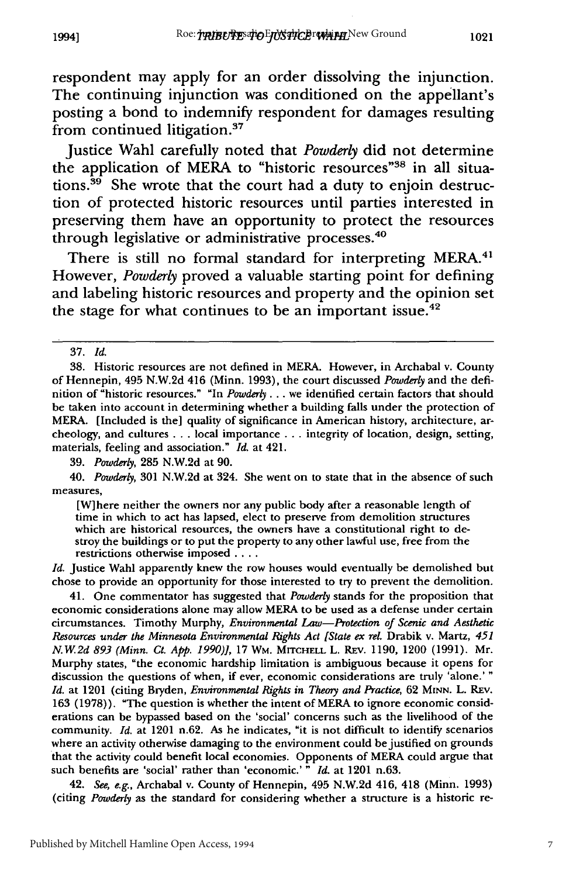respondent may apply for an order dissolving the injunction. The continuing injunction was conditioned on the appellant's posting a bond to indemnify respondent for damages resulting from continued litigation.[37]

Justice Wahl carefully noted that *Powderly* did not determine the application of MERA to "historic resources"[38] in all situations.[39] She wrote that the court had a duty to enjoin destruction of protected historic resources until parties interested in preserving them have an opportunity to protect the resources through legislative or administrative processes.[40]

There is still no formal standard for interpreting MERA.[41] However, *Powderly* proved a valuable starting point for defining and labeling historic resources and property and the opinion set the stage for what continues to be an important issue.[42]

---

37. *Id.*

38. Historic resources are not defined in MERA. However, in Archabal v. County of Hennepin, 495 N.W.2d 416 (Minn. 1993), the court discussed *Powderly* and the definition of "historic resources." "In *Powderly* . . . we identified certain factors that should be taken into account in determining whether a building falls under the protection of MERA. [Included is the] quality of significance in American history, architecture, archeology, and cultures . . . local importance . . . integrity of location, design, setting, materials, feeling and association." *Id.* at 421.

39. *Powderly*, 285 N.W.2d at 90.

40. *Powderly*, 301 N.W.2d at 324. She went on to state that in the absence of such measures,

> [W]here neither the owners nor any public body after a reasonable length of time in which to act has lapsed, elect to preserve from demolition structures which are historical resources, the owners have a constitutional right to destroy the buildings or to put the property to any other lawful use, free from the restrictions otherwise imposed . . . .

*Id.* Justice Wahl apparently knew the row houses would eventually be demolished but chose to provide an opportunity for those interested to try to prevent the demolition.

41. One commentator has suggested that *Powderly* stands for the proposition that economic considerations alone may allow MERA to be used as a defense under certain circumstances. Timothy Murphy, *Environmental Law—Protection of Scenic and Aesthetic Resources under the Minnesota Environmental Rights Act [State ex rel.* Drabik v. Martz, *451 N.W.2d 893 (Minn. Ct. App. 1990)]*, 17 WM. MITCHELL L. REV. 1190, 1200 (1991). Mr. Murphy states, "the economic hardship limitation is ambiguous because it opens for discussion the questions of when, if ever, economic considerations are truly 'alone.' " *Id.* at 1201 (citing Bryden, *Environmental Rights in Theory and Practice*, 62 MINN. L. REV. 163 (1978)). "The question is whether the intent of MERA to ignore economic considerations can be bypassed based on the 'social' concerns such as the livelihood of the community. *Id.* at 1201 n.62. As he indicates, "it is not difficult to identify scenarios where an activity otherwise damaging to the environment could be justified on grounds that the activity could benefit local economies. Opponents of MERA could argue that such benefits are 'social' rather than 'economic.' " *Id.* at 1201 n.63.

42. *See, e.g.*, Archabal v. County of Hennepin, 495 N.W.2d 416, 418 (Minn. 1993) (citing *Powderly* as the standard for considering whether a structure is a historic re-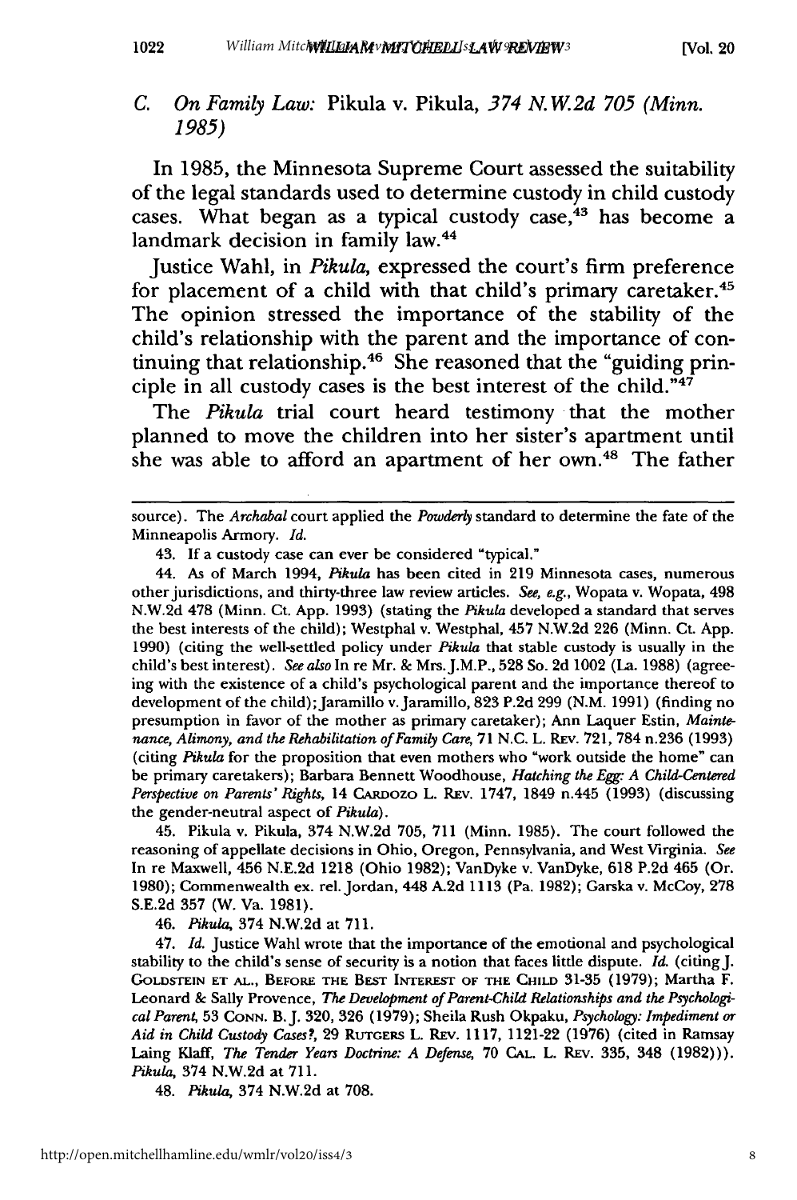### C. *On Family Law:* Pikula v. Pikula, *374 N.W.2d 705 (Minn. 1985)*

In 1985, the Minnesota Supreme Court assessed the suitability of the legal standards used to determine custody in child custody cases. What began as a typical custody case,[43] has become a landmark decision in family law.[44]

Justice Wahl, in *Pikula*, expressed the court's firm preference for placement of a child with that child's primary caretaker.[45] The opinion stressed the importance of the stability of the child's relationship with the parent and the importance of continuing that relationship.[46] She reasoned that the "guiding principle in all custody cases is the best interest of the child."[47]

The *Pikula* trial court heard testimony that the mother planned to move the children into her sister's apartment until she was able to afford an apartment of her own.[48] The father

---

source). The *Archabal* court applied the *Powderly* standard to determine the fate of the Minneapolis Armory. *Id.*

43. If a custody case can ever be considered "typical."

44. As of March 1994, *Pikula* has been cited in 219 Minnesota cases, numerous other jurisdictions, and thirty-three law review articles. *See, e.g.*, Wopata v. Wopata, 498 N.W.2d 478 (Minn. Ct. App. 1993) (stating the *Pikula* developed a standard that serves the best interests of the child); Westphal v. Westphal, 457 N.W.2d 226 (Minn. Ct. App. 1990) (citing the well-settled policy under *Pikula* that stable custody is usually in the child's best interest). *See also* In re Mr. & Mrs. J.M.P., 528 So. 2d 1002 (La. 1988) (agreeing with the existence of a child's psychological parent and the importance thereof to development of the child); Jaramillo v. Jaramillo, 823 P.2d 299 (N.M. 1991) (finding no presumption in favor of the mother as primary caretaker); Ann Laquer Estin, *Maintenance, Alimony, and the Rehabilitation of Family Care*, 71 N.C. L. REV. 721, 784 n.236 (1993) (citing *Pikula* for the proposition that even mothers who "work outside the home" can be primary caretakers); Barbara Bennett Woodhouse, *Hatching the Egg: A Child-Centered Perspective on Parents' Rights*, 14 CARDOZO L. REV. 1747, 1849 n.445 (1993) (discussing the gender-neutral aspect of *Pikula*).

45. Pikula v. Pikula, 374 N.W.2d 705, 711 (Minn. 1985). The court followed the reasoning of appellate decisions in Ohio, Oregon, Pennsylvania, and West Virginia. *See* In re Maxwell, 456 N.E.2d 1218 (Ohio 1982); VanDyke v. VanDyke, 618 P.2d 465 (Or. 1980); Commenwealth ex. rel. Jordan, 448 A.2d 1113 (Pa. 1982); Garska v. McCoy, 278 S.E.2d 357 (W. Va. 1981).

46. *Pikula*, 374 N.W.2d at 711.

47. *Id.* Justice Wahl wrote that the importance of the emotional and psychological stability to the child's sense of security is a notion that faces little dispute. *Id.* (citing J. GOLDSTEIN ET AL., BEFORE THE BEST INTEREST OF THE CHILD 31-35 (1979); Martha F. Leonard & Sally Provence, *The Development of Parent-Child Relationships and the Psychological Parent*, 53 CONN. B. J. 320, 326 (1979); Sheila Rush Okpaku, *Psychology: Impediment or Aid in Child Custody Cases?*, 29 RUTGERS L. REV. 1117, 1121-22 (1976) (cited in Ramsay Laing Klaff, *The Tender Years Doctrine: A Defense*, 70 CAL. L. REV. 335, 348 (1982))). *Pikula*, 374 N.W.2d at 711.

48. *Pikula*, 374 N.W.2d at 708.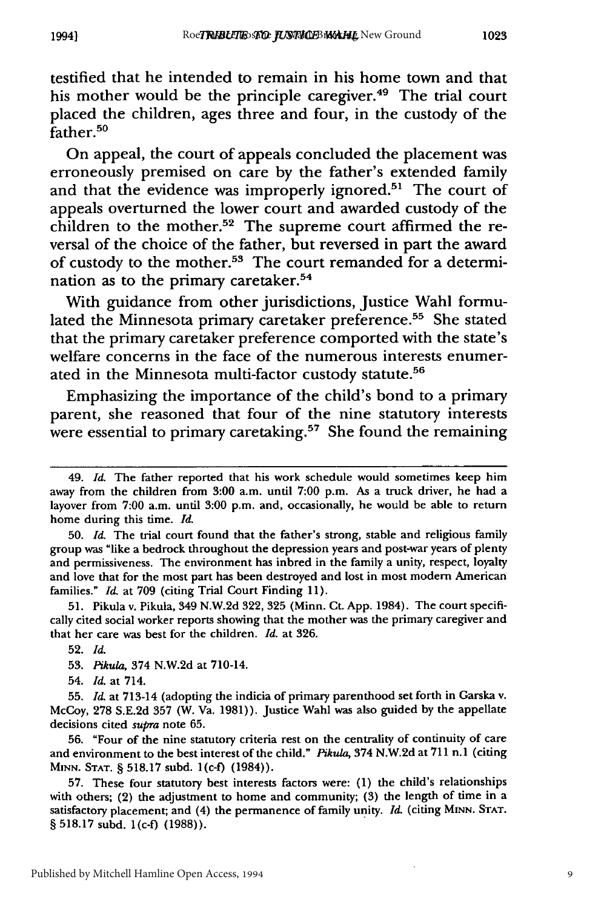testified that he intended to remain in his home town and that his mother would be the principle caregiver.[49] The trial court placed the children, ages three and four, in the custody of the father.[50]

On appeal, the court of appeals concluded the placement was erroneously premised on care by the father's extended family and that the evidence was improperly ignored.[51] The court of appeals overturned the lower court and awarded custody of the children to the mother.[52] The supreme court affirmed the reversal of the choice of the father, but reversed in part the award of custody to the mother.[53] The court remanded for a determination as to the primary caretaker.[54]

With guidance from other jurisdictions, Justice Wahl formulated the Minnesota primary caretaker preference.[55] She stated that the primary caretaker preference comported with the state's welfare concerns in the face of the numerous interests enumerated in the Minnesota multi-factor custody statute.[56]

Emphasizing the importance of the child's bond to a primary parent, she reasoned that four of the nine statutory interests were essential to primary caretaking.[57] She found the remaining

---

49. *Id.* The father reported that his work schedule would sometimes keep him away from the children from 3:00 a.m. until 7:00 p.m. As a truck driver, he had a layover from 7:00 a.m. until 3:00 p.m. and, occasionally, he would be able to return home during this time. *Id.*

50. *Id.* The trial court found that the father's strong, stable and religious family group was "like a bedrock throughout the depression years and post-war years of plenty and permissiveness. The environment has inbred in the family a unity, respect, loyalty and love that for the most part has been destroyed and lost in most modern American families." *Id.* at 709 (citing Trial Court Finding 11).

51. Pikula v. Pikula, 349 N.W.2d 322, 325 (Minn. Ct. App. 1984). The court specifically cited social worker reports showing that the mother was the primary caregiver and that her care was best for the children. *Id.* at 326.

52. *Id.*

53. *Pikula*, 374 N.W.2d at 710-14.

54. *Id.* at 714.

55. *Id.* at 713-14 (adopting the indicia of primary parenthood set forth in Garska v. McCoy, 278 S.E.2d 357 (W. Va. 1981)). Justice Wahl was also guided by the appellate decisions cited *supra* note 65.

56. "Four of the nine statutory criteria rest on the centrality of continuity of care and environment to the best interest of the child." *Pikula*, 374 N.W.2d at 711 n.1 (citing MINN. STAT. § 518.17 subd. 1(c-f) (1984)).

57. These four statutory best interests factors were: (1) the child's relationships with others; (2) the adjustment to home and community; (3) the length of time in a satisfactory placement; and (4) the permanence of family unity. *Id.* (citing MINN. STAT. § 518.17 subd. 1(c-f) (1988)).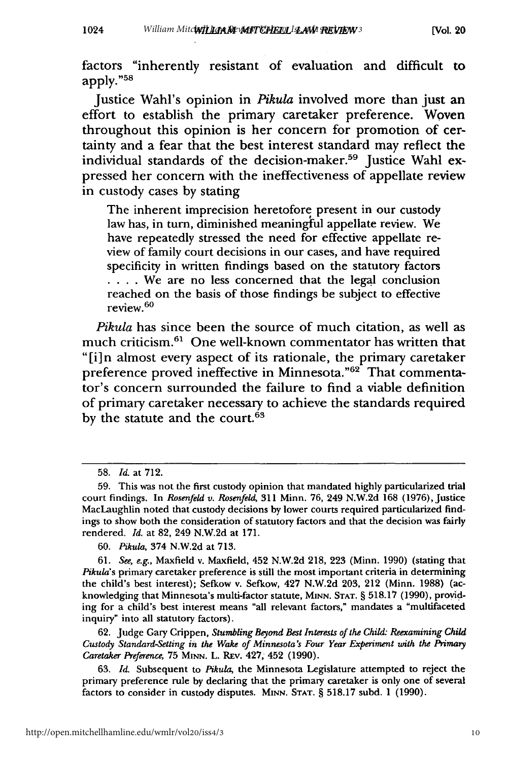factors "inherently resistant of evaluation and difficult to apply."[58]

Justice Wahl's opinion in *Pikula* involved more than just an effort to establish the primary caretaker preference. Woven throughout this opinion is her concern for promotion of certainty and a fear that the best interest standard may reflect the individual standards of the decision-maker.[59] Justice Wahl expressed her concern with the ineffectiveness of appellate review in custody cases by stating

> The inherent imprecision heretofore present in our custody law has, in turn, diminished meaningful appellate review. We have repeatedly stressed the need for effective appellate review of family court decisions in our cases, and have required specificity in written findings based on the statutory factors . . . . We are no less concerned that the legal conclusion reached on the basis of those findings be subject to effective review.[60]

*Pikula* has since been the source of much citation, as well as much criticism.[61] One well-known commentator has written that "[i]n almost every aspect of its rationale, the primary caretaker preference proved ineffective in Minnesota."[62] That commentator's concern surrounded the failure to find a viable definition of primary caretaker necessary to achieve the standards required by the statute and the court.[63]

---

58. *Id.* at 712.

59. This was not the first custody opinion that mandated highly particularized trial court findings. In *Rosenfeld v. Rosenfeld*, 311 Minn. 76, 249 N.W.2d 168 (1976), Justice MacLaughlin noted that custody decisions by lower courts required particularized findings to show both the consideration of statutory factors and that the decision was fairly rendered. *Id.* at 82, 249 N.W.2d at 171.

60. *Pikula*, 374 N.W.2d at 713.

61. *See, e.g.*, Maxfield v. Maxfield, 452 N.W.2d 218, 223 (Minn. 1990) (stating that *Pikula*'s primary caretaker preference is still the most important criteria in determining the child's best interest); Sefkow v. Sefkow, 427 N.W.2d 203, 212 (Minn. 1988) (acknowledging that Minnesota's multi-factor statute, MINN. STAT. § 518.17 (1990), providing for a child's best interest means "all relevant factors," mandates a "multifaceted inquiry" into all statutory factors).

62. Judge Gary Crippen, *Stumbling Beyond Best Interests of the Child: Reexamining Child Custody Standard-Setting in the Wake of Minnesota's Four Year Experiment with the Primary Caretaker Preference*, 75 MINN. L. REV. 427, 452 (1990).

63. *Id.* Subsequent to *Pikula*, the Minnesota Legislature attempted to reject the primary preference rule by declaring that the primary caretaker is only one of several factors to consider in custody disputes. MINN. STAT. § 518.17 subd. 1 (1990).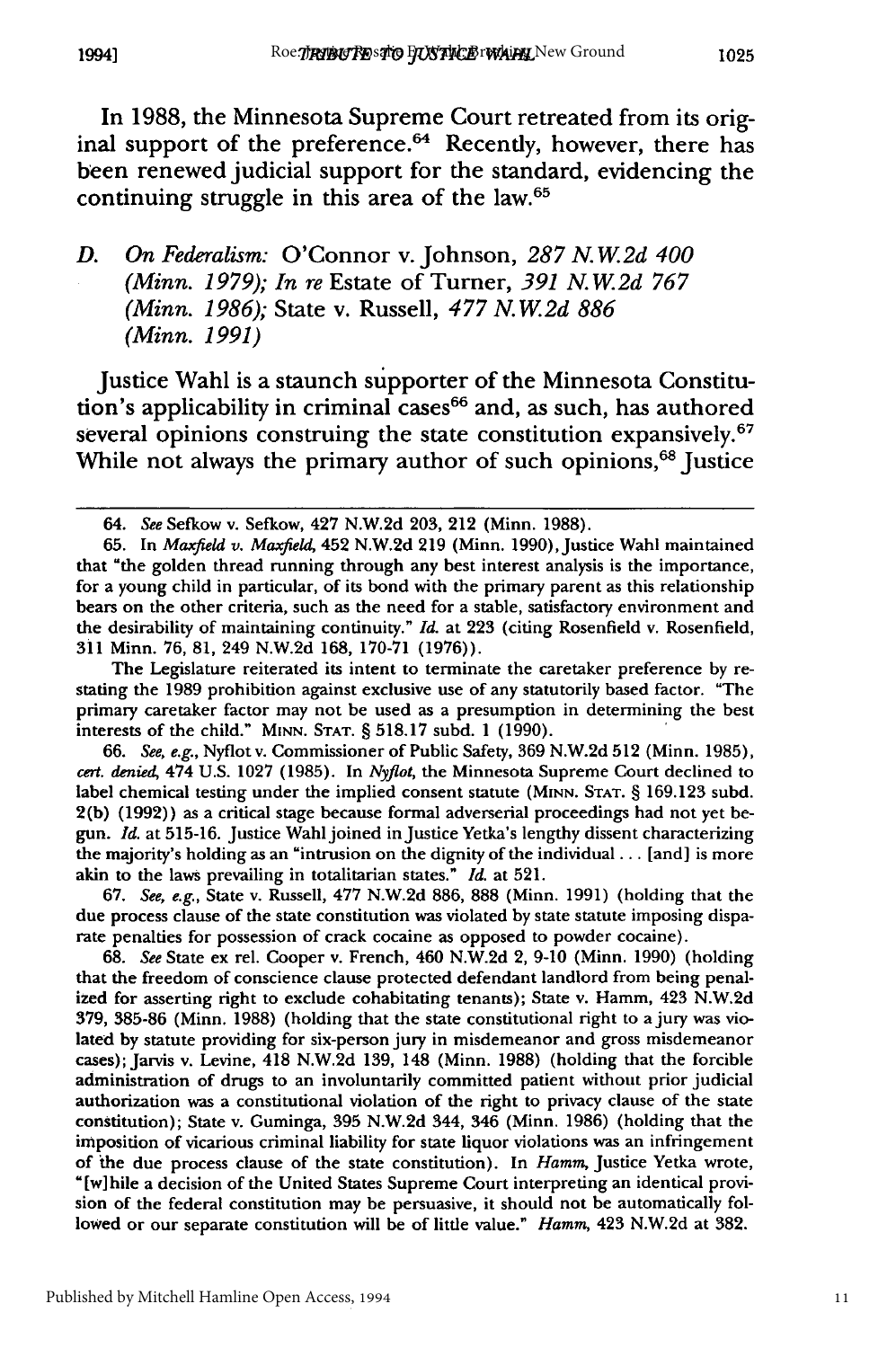In 1988, the Minnesota Supreme Court retreated from its original support of the preference.[64] Recently, however, there has been renewed judicial support for the standard, evidencing the continuing struggle in this area of the law.[65]

### D. *On Federalism:* O'Connor v. Johnson, *287 N.W.2d 400 (Minn. 1979); In re* Estate of Turner, *391 N.W.2d 767 (Minn. 1986);* State v. Russell, *477 N.W.2d 886 (Minn. 1991)*

Justice Wahl is a staunch supporter of the Minnesota Constitution's applicability in criminal cases[66] and, as such, has authored several opinions construing the state constitution expansively.[67] While not always the primary author of such opinions,[68] Justice

---

64. *See* Sefkow v. Sefkow, 427 N.W.2d 203, 212 (Minn. 1988).

65. In *Maxfield v. Maxfield*, 452 N.W.2d 219 (Minn. 1990), Justice Wahl maintained that "the golden thread running through any best interest analysis is the importance, for a young child in particular, of its bond with the primary parent as this relationship bears on the other criteria, such as the need for a stable, satisfactory environment and the desirability of maintaining continuity." *Id.* at 223 (citing Rosenfield v. Rosenfield, 311 Minn. 76, 81, 249 N.W.2d 168, 170-71 (1976)).

The Legislature reiterated its intent to terminate the caretaker preference by restating the 1989 prohibition against exclusive use of any statutorily based factor. "The primary caretaker factor may not be used as a presumption in determining the best interests of the child." MINN. STAT. § 518.17 subd. 1 (1990).

66. *See, e.g.*, Nyflot v. Commissioner of Public Safety, 369 N.W.2d 512 (Minn. 1985), *cert. denied*, 474 U.S. 1027 (1985). In *Nyflot*, the Minnesota Supreme Court declined to label chemical testing under the implied consent statute (MINN. STAT. § 169.123 subd. 2(b) (1992)) as a critical stage because formal adverserial proceedings had not yet begun. *Id.* at 515-16. Justice Wahl joined in Justice Yetka's lengthy dissent characterizing the majority's holding as an "intrusion on the dignity of the individual . . . [and] is more akin to the laws prevailing in totalitarian states." *Id.* at 521.

67. *See, e.g.*, State v. Russell, 477 N.W.2d 886, 888 (Minn. 1991) (holding that the due process clause of the state constitution was violated by state statute imposing disparate penalties for possession of crack cocaine as opposed to powder cocaine).

68. *See* State ex rel. Cooper v. French, 460 N.W.2d 2, 9-10 (Minn. 1990) (holding that the freedom of conscience clause protected defendant landlord from being penalized for asserting right to exclude cohabitating tenants); State v. Hamm, 423 N.W.2d 379, 385-86 (Minn. 1988) (holding that the state constitutional right to a jury was violated by statute providing for six-person jury in misdemeanor and gross misdemeanor cases); Jarvis v. Levine, 418 N.W.2d 139, 148 (Minn. 1988) (holding that the forcible administration of drugs to an involuntarily committed patient without prior judicial authorization was a constitutional violation of the right to privacy clause of the state constitution); State v. Guminga, 395 N.W.2d 344, 346 (Minn. 1986) (holding that the imposition of vicarious criminal liability for state liquor violations was an infringement of the due process clause of the state constitution). In *Hamm*, Justice Yetka wrote, "[w]hile a decision of the United States Supreme Court interpreting an identical provision of the federal constitution may be persuasive, it should not be automatically followed or our separate constitution will be of little value." *Hamm*, 423 N.W.2d at 382.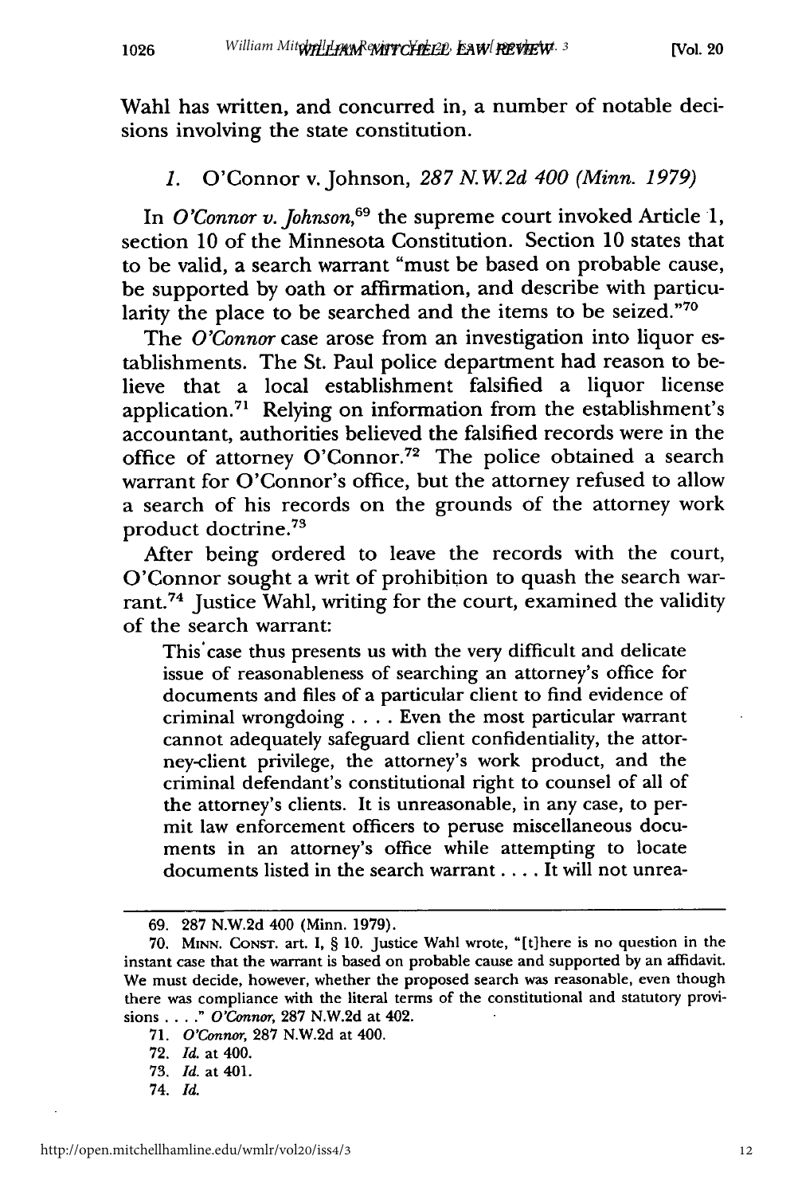Wahl has written, and concurred in, a number of notable decisions involving the state constitution.

### 1. O'Connor v. Johnson, *287 N.W.2d 400 (Minn. 1979)*

In *O'Connor v. Johnson*,[69] the supreme court invoked Article 1, section 10 of the Minnesota Constitution. Section 10 states that to be valid, a search warrant "must be based on probable cause, be supported by oath or affirmation, and describe with particularity the place to be searched and the items to be seized."[70]

The *O'Connor* case arose from an investigation into liquor establishments. The St. Paul police department had reason to believe that a local establishment falsified a liquor license application.[71] Relying on information from the establishment's accountant, authorities believed the falsified records were in the office of attorney O'Connor.[72] The police obtained a search warrant for O'Connor's office, but the attorney refused to allow a search of his records on the grounds of the attorney work product doctrine.[73]

After being ordered to leave the records with the court, O'Connor sought a writ of prohibition to quash the search warrant.[74] Justice Wahl, writing for the court, examined the validity of the search warrant:

> This case thus presents us with the very difficult and delicate issue of reasonableness of searching an attorney's office for documents and files of a particular client to find evidence of criminal wrongdoing . . . . Even the most particular warrant cannot adequately safeguard client confidentiality, the attorney-client privilege, the attorney's work product, and the criminal defendant's constitutional right to counsel of all of the attorney's clients. It is unreasonable, in any case, to permit law enforcement officers to peruse miscellaneous documents in an attorney's office while attempting to locate documents listed in the search warrant . . . . It will not unrea-

---

69. 287 N.W.2d 400 (Minn. 1979).

70. MINN. CONST. art. I, § 10. Justice Wahl wrote, "[t]here is no question in the instant case that the warrant is based on probable cause and supported by an affidavit. We must decide, however, whether the proposed search was reasonable, even though there was compliance with the literal terms of the constitutional and statutory provisions . . . ." *O'Connor*, 287 N.W.2d at 402.

71. *O'Connor*, 287 N.W.2d at 400.

72. *Id.* at 400.

73. *Id.* at 401.

74. *Id.*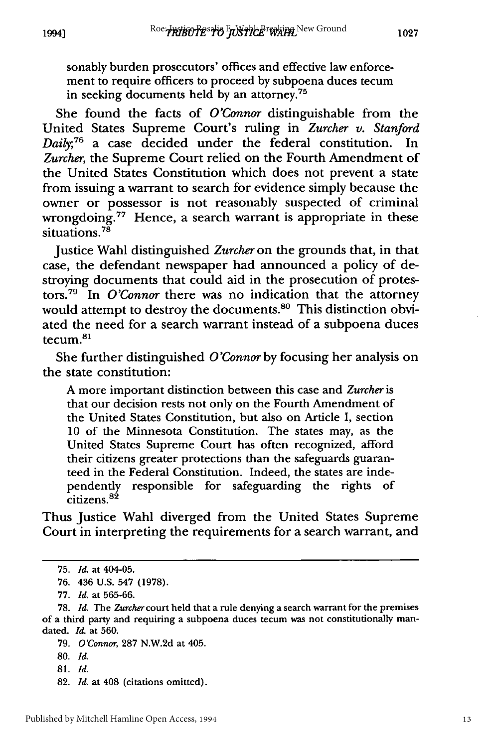sonably burden prosecutors' offices and effective law enforcement to require officers to proceed by subpoena duces tecum in seeking documents held by an attorney.[75]

She found the facts of *O'Connor* distinguishable from the United States Supreme Court's ruling in *Zurcher v. Stanford Daily*;[76] a case decided under the federal constitution. In *Zurcher*, the Supreme Court relied on the Fourth Amendment of the United States Constitution which does not prevent a state from issuing a warrant to search for evidence simply because the owner or possessor is not reasonably suspected of criminal wrongdoing.[77] Hence, a search warrant is appropriate in these situations.[78]

Justice Wahl distinguished *Zurcher* on the grounds that, in that case, the defendant newspaper had announced a policy of destroying documents that could aid in the prosecution of protestors.[79] In *O'Connor* there was no indication that the attorney would attempt to destroy the documents.[80] This distinction obviated the need for a search warrant instead of a subpoena duces tecum.[81]

She further distinguished *O'Connor* by focusing her analysis on the state constitution:

> A more important distinction between this case and *Zurcher* is that our decision rests not only on the Fourth Amendment of the United States Constitution, but also on Article I, section 10 of the Minnesota Constitution. The states may, as the United States Supreme Court has often recognized, afford their citizens greater protections than the safeguards guaranteed in the Federal Constitution. Indeed, the states are independently responsible for safeguarding the rights of citizens.[82]

Thus Justice Wahl diverged from the United States Supreme Court in interpreting the requirements for a search warrant, and

---

75. *Id.* at 404-05.

76. 436 U.S. 547 (1978).

77. *Id.* at 565-66.

78. *Id.* The *Zurcher* court held that a rule denying a search warrant for the premises of a third party and requiring a subpoena duces tecum was not constitutionally mandated. *Id.* at 560.

79. *O'Connor*, 287 N.W.2d at 405.

80. *Id.*

81. *Id.*

82. *Id.* at 408 (citations omitted).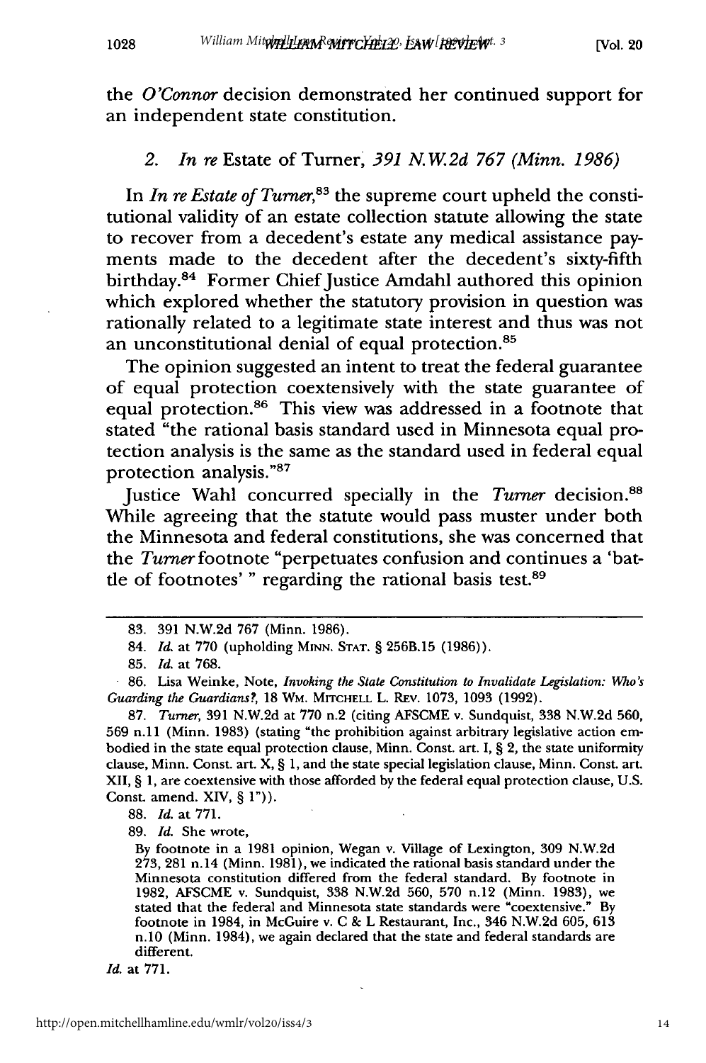the *O'Connor* decision demonstrated her continued support for an independent state constitution.

### 2. *In re* Estate of Turner, *391 N.W.2d 767 (Minn. 1986)*

In *In re Estate of Turner*,[83] the supreme court upheld the constitutional validity of an estate collection statute allowing the state to recover from a decedent's estate any medical assistance payments made to the decedent after the decedent's sixty-fifth birthday.[84] Former Chief Justice Amdahl authored this opinion which explored whether the statutory provision in question was rationally related to a legitimate state interest and thus was not an unconstitutional denial of equal protection.[85]

The opinion suggested an intent to treat the federal guarantee of equal protection coextensively with the state guarantee of equal protection.[86] This view was addressed in a footnote that stated "the rational basis standard used in Minnesota equal protection analysis is the same as the standard used in federal equal protection analysis."[87]

Justice Wahl concurred specially in the *Turner* decision.[88] While agreeing that the statute would pass muster under both the Minnesota and federal constitutions, she was concerned that the *Turner* footnote "perpetuates confusion and continues a 'battle of footnotes' " regarding the rational basis test.[89]

---

83. 391 N.W.2d 767 (Minn. 1986).

84. *Id.* at 770 (upholding MINN. STAT. § 256B.15 (1986)).

85. *Id.* at 768.

86. Lisa Weinke, Note, *Invoking the State Constitution to Invalidate Legislation: Who's Guarding the Guardians?*, 18 WM. MITCHELL L. REV. 1073, 1093 (1992).

87. *Turner*, 391 N.W.2d at 770 n.2 (citing AFSCME v. Sundquist, 338 N.W.2d 560, 569 n.11 (Minn. 1983) (stating "the prohibition against arbitrary legislative action embodied in the state equal protection clause, Minn. Const. art. I, § 2, the state uniformity clause, Minn. Const. art. X, § 1, and the state special legislation clause, Minn. Const. art. XII, § 1, are coextensive with those afforded by the federal equal protection clause, U.S. Const. amend. XIV, § 1")).

88. *Id.* at 771.

89. *Id.* She wrote,

> By footnote in a 1981 opinion, Wegan v. Village of Lexington, 309 N.W.2d 273, 281 n.14 (Minn. 1981), we indicated the rational basis standard under the Minnesota constitution differed from the federal standard. By footnote in 1982, AFSCME v. Sundquist, 338 N.W.2d 560, 570 n.12 (Minn. 1983), we stated that the federal and Minnesota state standards were "coextensive." By footnote in 1984, in McGuire v. C & L Restaurant, Inc., 346 N.W.2d 605, 613 n.10 (Minn. 1984), we again declared that the state and federal standards are different.

*Id.* at 771.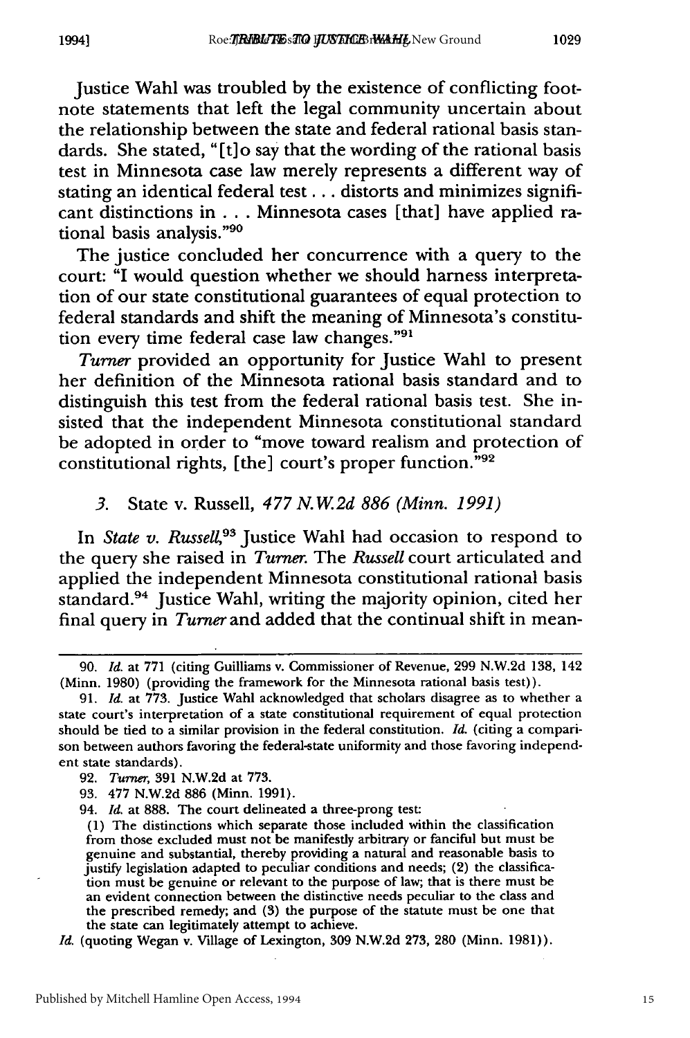Justice Wahl was troubled by the existence of conflicting footnote statements that left the legal community uncertain about the relationship between the state and federal rational basis standards. She stated, "[t]o say that the wording of the rational basis test in Minnesota case law merely represents a different way of stating an identical federal test . . . distorts and minimizes significant distinctions in . . . Minnesota cases [that] have applied rational basis analysis."[90]

The justice concluded her concurrence with a query to the court: "I would question whether we should harness interpretation of our state constitutional guarantees of equal protection to federal standards and shift the meaning of Minnesota's constitution every time federal case law changes."[91]

*Turner* provided an opportunity for Justice Wahl to present her definition of the Minnesota rational basis standard and to distinguish this test from the federal rational basis test. She insisted that the independent Minnesota constitutional standard be adopted in order to "move toward realism and protection of constitutional rights, [the] court's proper function."[92]

### *3.* State v. Russell, *477 N.W.2d 886 (Minn. 1991)*

In *State v. Russell*,[93] Justice Wahl had occasion to respond to the query she raised in *Turner*. The *Russell* court articulated and applied the independent Minnesota constitutional rational basis standard.[94] Justice Wahl, writing the majority opinion, cited her final query in *Turner* and added that the continual shift in mean-

---

90. *Id.* at 771 (citing Guilliams v. Commissioner of Revenue, 299 N.W.2d 138, 142 (Minn. 1980) (providing the framework for the Minnesota rational basis test)).

91. *Id.* at 773. Justice Wahl acknowledged that scholars disagree as to whether a state court's interpretation of a state constitutional requirement of equal protection should be tied to a similar provision in the federal constitution. *Id.* (citing a comparison between authors favoring the federal-state uniformity and those favoring independent state standards).

92. *Turner*, 391 N.W.2d at 773.

93. 477 N.W.2d 886 (Minn. 1991).

94. *Id.* at 888. The court delineated a three-prong test:

> (1) The distinctions which separate those included within the classification from those excluded must not be manifestly arbitrary or fanciful but must be genuine and substantial, thereby providing a natural and reasonable basis to justify legislation adapted to peculiar conditions and needs; (2) the classification must be genuine or relevant to the purpose of law; that is there must be an evident connection between the distinctive needs peculiar to the class and the prescribed remedy; and (3) the purpose of the statute must be one that the state can legitimately attempt to achieve.

*Id.* (quoting Wegan v. Village of Lexington, 309 N.W.2d 273, 280 (Minn. 1981)).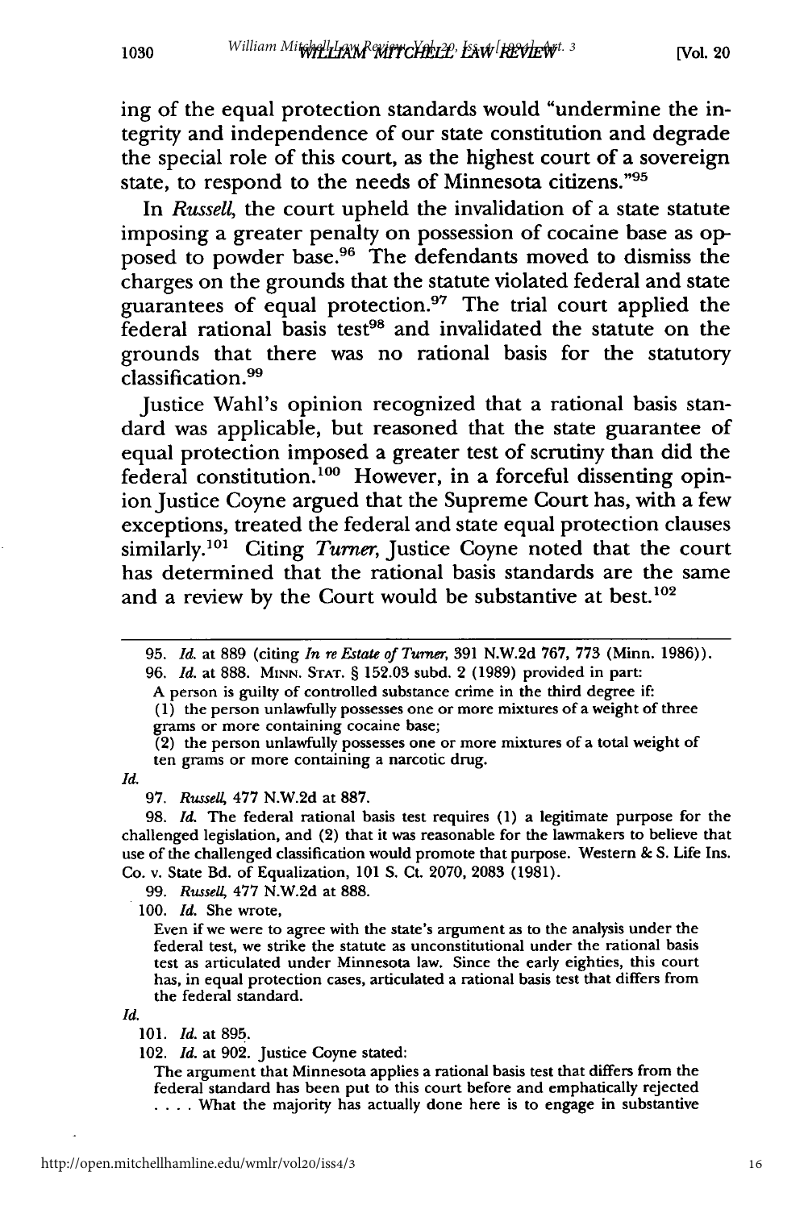ing of the equal protection standards would "undermine the integrity and independence of our state constitution and degrade the special role of this court, as the highest court of a sovereign state, to respond to the needs of Minnesota citizens."[95]

In *Russell*, the court upheld the invalidation of a state statute imposing a greater penalty on possession of cocaine base as opposed to powder base.[96] The defendants moved to dismiss the charges on the grounds that the statute violated federal and state guarantees of equal protection.[97] The trial court applied the federal rational basis test[98] and invalidated the statute on the grounds that there was no rational basis for the statutory classification.[99]

Justice Wahl's opinion recognized that a rational basis standard was applicable, but reasoned that the state guarantee of equal protection imposed a greater test of scrutiny than did the federal constitution.[100] However, in a forceful dissenting opinion Justice Coyne argued that the Supreme Court has, with a few exceptions, treated the federal and state equal protection clauses similarly.[101] Citing *Turner*, Justice Coyne noted that the court has determined that the rational basis standards are the same and a review by the Court would be substantive at best.[102]

---

95. *Id.* at 889 (citing *In re Estate of Turner*, 391 N.W.2d 767, 773 (Minn. 1986)).

96. *Id.* at 888. MINN. STAT. § 152.03 subd. 2 (1989) provided in part:

> A person is guilty of controlled substance crime in the third degree if:
> (1) the person unlawfully possesses one or more mixtures of a weight of three grams or more containing cocaine base;
> (2) the person unlawfully possesses one or more mixtures of a total weight of ten grams or more containing a narcotic drug.

*Id.*

97. *Russell*, 477 N.W.2d at 887.

98. *Id.* The federal rational basis test requires (1) a legitimate purpose for the challenged legislation, and (2) that it was reasonable for the lawmakers to believe that use of the challenged classification would promote that purpose. Western & S. Life Ins. Co. v. State Bd. of Equalization, 101 S. Ct. 2070, 2083 (1981).

99. *Russell*, 477 N.W.2d at 888.

100. *Id.* She wrote,

> Even if we were to agree with the state's argument as to the analysis under the federal test, we strike the statute as unconstitutional under the rational basis test as articulated under Minnesota law. Since the early eighties, this court has, in equal protection cases, articulated a rational basis test that differs from the federal standard.

*Id.*

101. *Id.* at 895.

102. *Id.* at 902. Justice Coyne stated:

> The argument that Minnesota applies a rational basis test that differs from the federal standard has been put to this court before and emphatically rejected . . . . What the majority has actually done here is to engage in substantive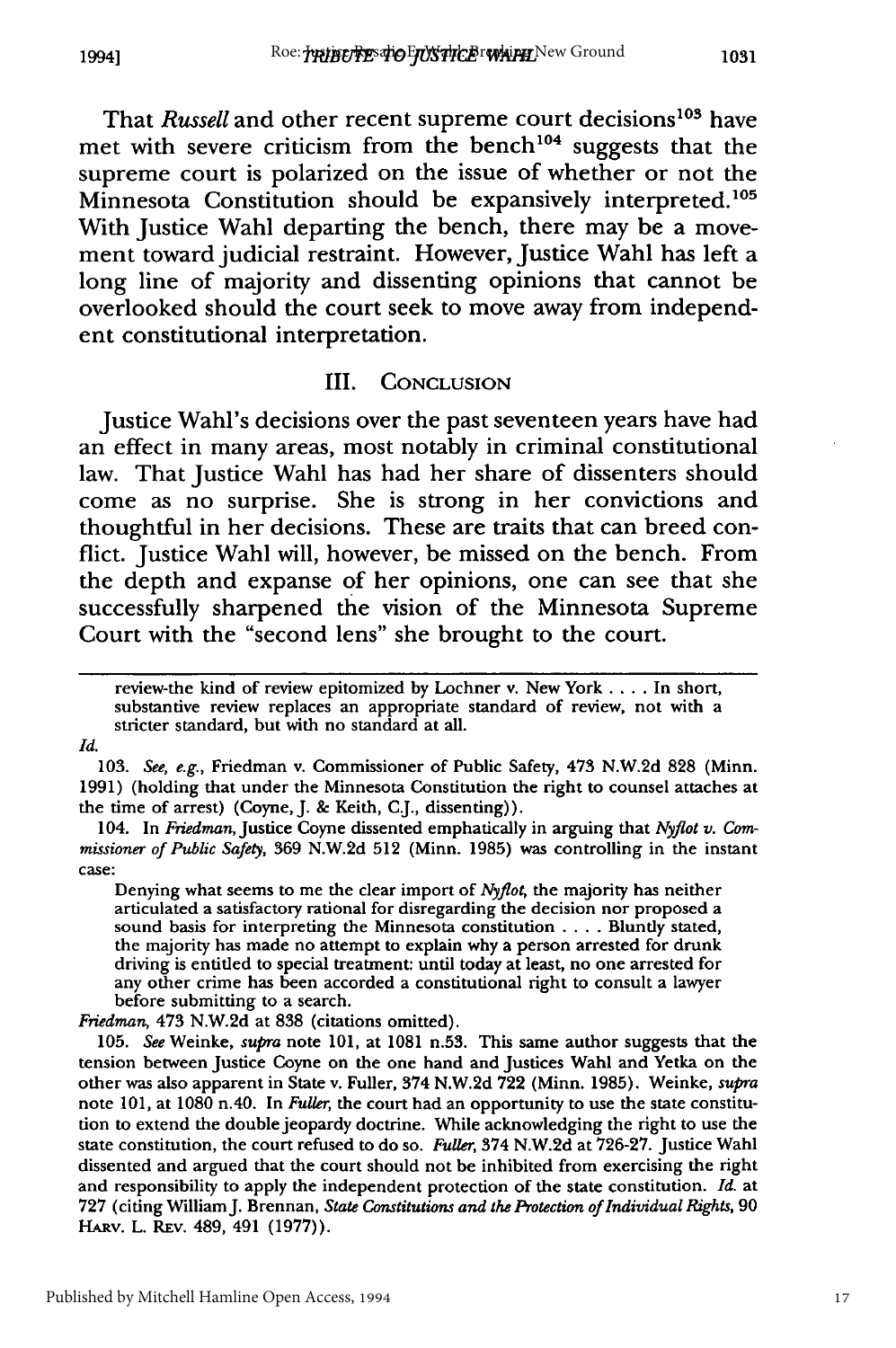That *Russell* and other recent supreme court decisions[103] have met with severe criticism from the bench[104] suggests that the supreme court is polarized on the issue of whether or not the Minnesota Constitution should be expansively interpreted.[105] With Justice Wahl departing the bench, there may be a movement toward judicial restraint. However, Justice Wahl has left a long line of majority and dissenting opinions that cannot be overlooked should the court seek to move away from independent constitutional interpretation.

## III. CONCLUSION

Justice Wahl's decisions over the past seventeen years have had an effect in many areas, most notably in criminal constitutional law. That Justice Wahl has had her share of dissenters should come as no surprise. She is strong in her convictions and thoughtful in her decisions. These are traits that can breed conflict. Justice Wahl will, however, be missed on the bench. From the depth and expanse of her opinions, one can see that she successfully sharpened the vision of the Minnesota Supreme Court with the "second lens" she brought to the court.

---

> review-the kind of review epitomized by Lochner v. New York . . . . In short, substantive review replaces an appropriate standard of review, not with a stricter standard, but with no standard at all.

*Id.*

103. *See, e.g.*, Friedman v. Commissioner of Public Safety, 473 N.W.2d 828 (Minn. 1991) (holding that under the Minnesota Constitution the right to counsel attaches at the time of arrest) (Coyne, J. & Keith, C.J., dissenting)).

104. In *Friedman*, Justice Coyne dissented emphatically in arguing that *Nyflot v. Commissioner of Public Safety*, 369 N.W.2d 512 (Minn. 1985) was controlling in the instant case:

> Denying what seems to me the clear import of *Nyflot*, the majority has neither articulated a satisfactory rational for disregarding the decision nor proposed a sound basis for interpreting the Minnesota constitution . . . . Bluntly stated, the majority has made no attempt to explain why a person arrested for drunk driving is entitled to special treatment: until today at least, no one arrested for any other crime has been accorded a constitutional right to consult a lawyer before submitting to a search.

*Friedman*, 473 N.W.2d at 838 (citations omitted).

105. *See* Weinke, *supra* note 101, at 1081 n.53. This same author suggests that the tension between Justice Coyne on the one hand and Justices Wahl and Yetka on the other was also apparent in State v. Fuller, 374 N.W.2d 722 (Minn. 1985). Weinke, *supra* note 101, at 1080 n.40. In *Fuller*, the court had an opportunity to use the state constitution to extend the double jeopardy doctrine. While acknowledging the right to use the state constitution, the court refused to do so. *Fuller*, 374 N.W.2d at 726-27. Justice Wahl dissented and argued that the court should not be inhibited from exercising the right and responsibility to apply the independent protection of the state constitution. *Id.* at 727 (citing William J. Brennan, *State Constitutions and the Protection of Individual Rights*, 90 HARV. L. REV. 489, 491 (1977)).